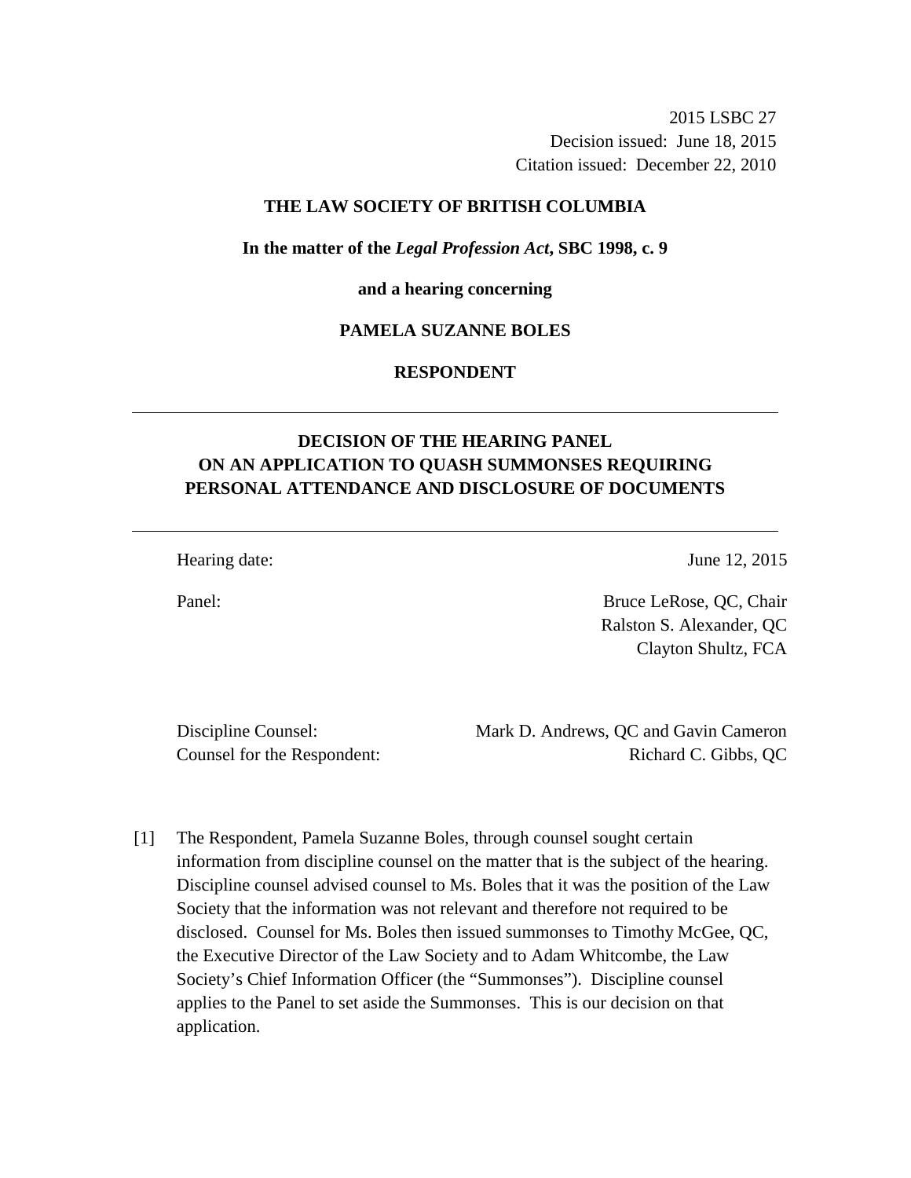2015 LSBC 27
Decision issued: June 18, 2015
Citation issued: December 22, 2010

**THE LAW SOCIETY OF BRITISH COLUMBIA**

**In the matter of the *Legal Profession Act*, SBC 1998, c. 9**

**and a hearing concerning**

**PAMELA SUZANNE BOLES**

**RESPONDENT**

---

## DECISION OF THE HEARING PANEL ON AN APPLICATION TO QUASH SUMMONSES REQUIRING PERSONAL ATTENDANCE AND DISCLOSURE OF DOCUMENTS

---

| | |
|---|---|
| Hearing date: | June 12, 2015 |
| Panel: | Bruce LeRose, QC, Chair<br>Ralston S. Alexander, QC<br>Clayton Shultz, FCA |

| | |
|---|---|
| Discipline Counsel: | Mark D. Andrews, QC and Gavin Cameron |
| Counsel for the Respondent: | Richard C. Gibbs, QC |

[1] The Respondent, Pamela Suzanne Boles, through counsel sought certain information from discipline counsel on the matter that is the subject of the hearing. Discipline counsel advised counsel to Ms. Boles that it was the position of the Law Society that the information was not relevant and therefore not required to be disclosed. Counsel for Ms. Boles then issued summonses to Timothy McGee, QC, the Executive Director of the Law Society and to Adam Whitcombe, the Law Society's Chief Information Officer (the "Summonses"). Discipline counsel applies to the Panel to set aside the Summonses. This is our decision on that application.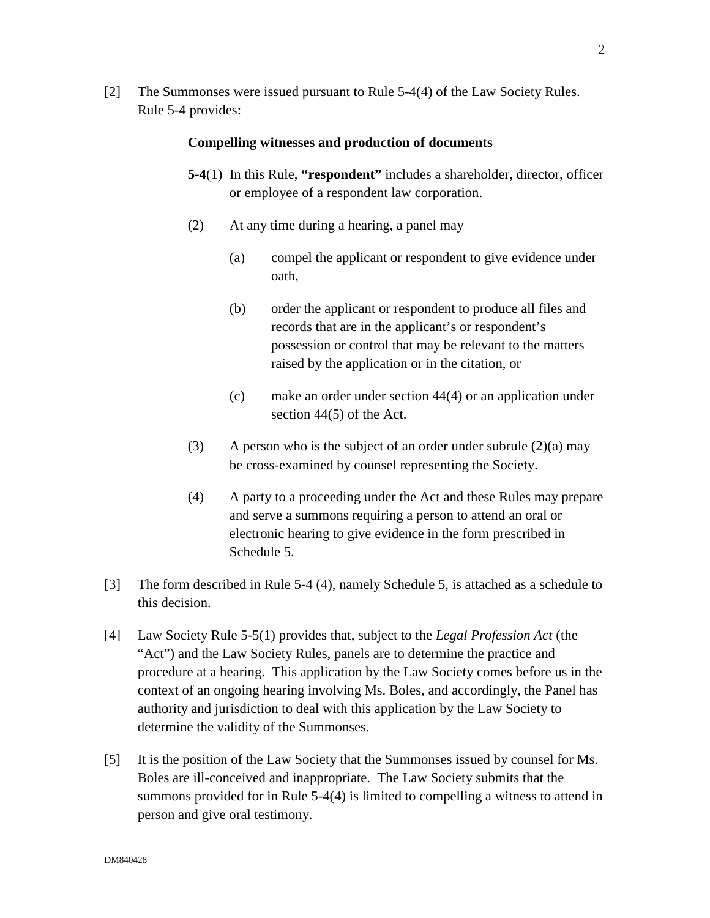[2] The Summonses were issued pursuant to Rule 5-4(4) of the Law Society Rules. Rule 5-4 provides:

> **Compelling witnesses and production of documents**
>
> **5-4**(1) In this Rule, **"respondent"** includes a shareholder, director, officer or employee of a respondent law corporation.
>
> (2) At any time during a hearing, a panel may
>
> (a) compel the applicant or respondent to give evidence under oath,
>
> (b) order the applicant or respondent to produce all files and records that are in the applicant's or respondent's possession or control that may be relevant to the matters raised by the application or in the citation, or
>
> (c) make an order under section 44(4) or an application under section 44(5) of the Act.
>
> (3) A person who is the subject of an order under subrule (2)(a) may be cross-examined by counsel representing the Society.
>
> (4) A party to a proceeding under the Act and these Rules may prepare and serve a summons requiring a person to attend an oral or electronic hearing to give evidence in the form prescribed in Schedule 5.

[3] The form described in Rule 5-4 (4), namely Schedule 5, is attached as a schedule to this decision.

[4] Law Society Rule 5-5(1) provides that, subject to the *Legal Profession Act* (the "Act") and the Law Society Rules, panels are to determine the practice and procedure at a hearing. This application by the Law Society comes before us in the context of an ongoing hearing involving Ms. Boles, and accordingly, the Panel has authority and jurisdiction to deal with this application by the Law Society to determine the validity of the Summonses.

[5] It is the position of the Law Society that the Summonses issued by counsel for Ms. Boles are ill-conceived and inappropriate. The Law Society submits that the summons provided for in Rule 5-4(4) is limited to compelling a witness to attend in person and give oral testimony.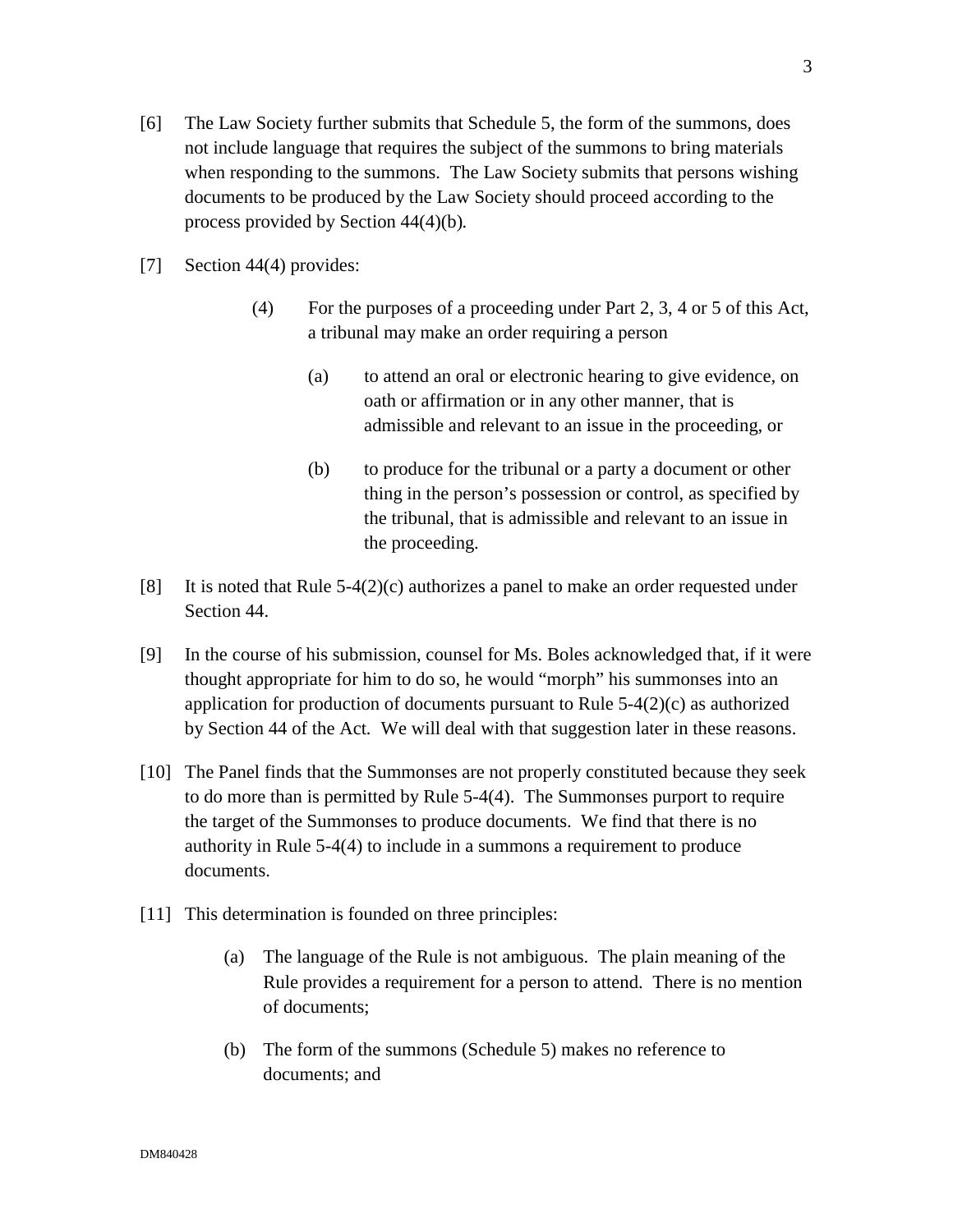[6] The Law Society further submits that Schedule 5, the form of the summons, does not include language that requires the subject of the summons to bring materials when responding to the summons. The Law Society submits that persons wishing documents to be produced by the Law Society should proceed according to the process provided by Section 44(4)(b).

[7] Section 44(4) provides:

> (4) For the purposes of a proceeding under Part 2, 3, 4 or 5 of this Act, a tribunal may make an order requiring a person
>
> (a) to attend an oral or electronic hearing to give evidence, on oath or affirmation or in any other manner, that is admissible and relevant to an issue in the proceeding, or
>
> (b) to produce for the tribunal or a party a document or other thing in the person's possession or control, as specified by the tribunal, that is admissible and relevant to an issue in the proceeding.

[8] It is noted that Rule 5-4(2)(c) authorizes a panel to make an order requested under Section 44.

[9] In the course of his submission, counsel for Ms. Boles acknowledged that, if it were thought appropriate for him to do so, he would "morph" his summonses into an application for production of documents pursuant to Rule 5-4(2)(c) as authorized by Section 44 of the Act. We will deal with that suggestion later in these reasons.

[10] The Panel finds that the Summonses are not properly constituted because they seek to do more than is permitted by Rule 5-4(4). The Summonses purport to require the target of the Summonses to produce documents. We find that there is no authority in Rule 5-4(4) to include in a summons a requirement to produce documents.

[11] This determination is founded on three principles:

(a) The language of the Rule is not ambiguous. The plain meaning of the Rule provides a requirement for a person to attend. There is no mention of documents;

(b) The form of the summons (Schedule 5) makes no reference to documents; and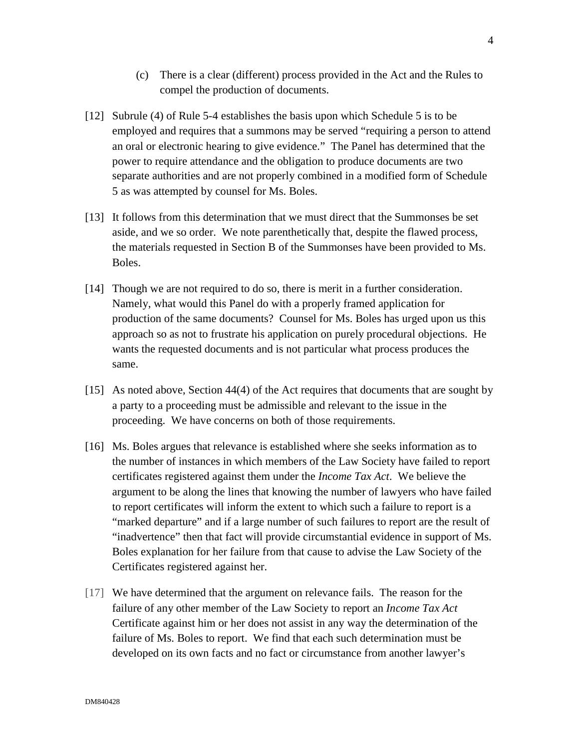(c) There is a clear (different) process provided in the Act and the Rules to compel the production of documents.

[12] Subrule (4) of Rule 5-4 establishes the basis upon which Schedule 5 is to be employed and requires that a summons may be served "requiring a person to attend an oral or electronic hearing to give evidence." The Panel has determined that the power to require attendance and the obligation to produce documents are two separate authorities and are not properly combined in a modified form of Schedule 5 as was attempted by counsel for Ms. Boles.

[13] It follows from this determination that we must direct that the Summonses be set aside, and we so order. We note parenthetically that, despite the flawed process, the materials requested in Section B of the Summonses have been provided to Ms. Boles.

[14] Though we are not required to do so, there is merit in a further consideration. Namely, what would this Panel do with a properly framed application for production of the same documents? Counsel for Ms. Boles has urged upon us this approach so as not to frustrate his application on purely procedural objections. He wants the requested documents and is not particular what process produces the same.

[15] As noted above, Section 44(4) of the Act requires that documents that are sought by a party to a proceeding must be admissible and relevant to the issue in the proceeding. We have concerns on both of those requirements.

[16] Ms. Boles argues that relevance is established where she seeks information as to the number of instances in which members of the Law Society have failed to report certificates registered against them under the *Income Tax Act*. We believe the argument to be along the lines that knowing the number of lawyers who have failed to report certificates will inform the extent to which such a failure to report is a "marked departure" and if a large number of such failures to report are the result of "inadvertence" then that fact will provide circumstantial evidence in support of Ms. Boles explanation for her failure from that cause to advise the Law Society of the Certificates registered against her.

[17] We have determined that the argument on relevance fails. The reason for the failure of any other member of the Law Society to report an *Income Tax Act* Certificate against him or her does not assist in any way the determination of the failure of Ms. Boles to report. We find that each such determination must be developed on its own facts and no fact or circumstance from another lawyer's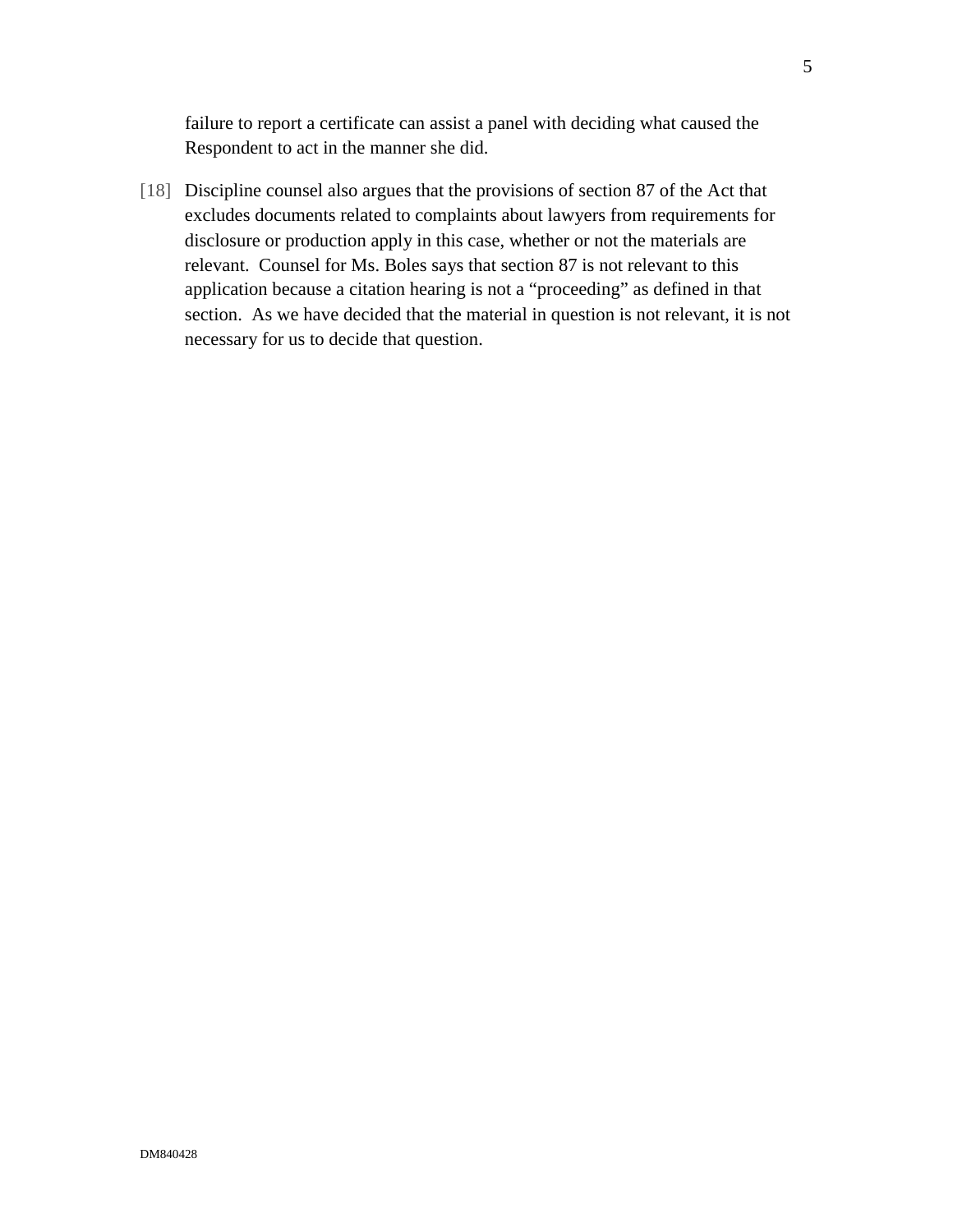failure to report a certificate can assist a panel with deciding what caused the Respondent to act in the manner she did.

[18] Discipline counsel also argues that the provisions of section 87 of the Act that excludes documents related to complaints about lawyers from requirements for disclosure or production apply in this case, whether or not the materials are relevant. Counsel for Ms. Boles says that section 87 is not relevant to this application because a citation hearing is not a "proceeding" as defined in that section. As we have decided that the material in question is not relevant, it is not necessary for us to decide that question.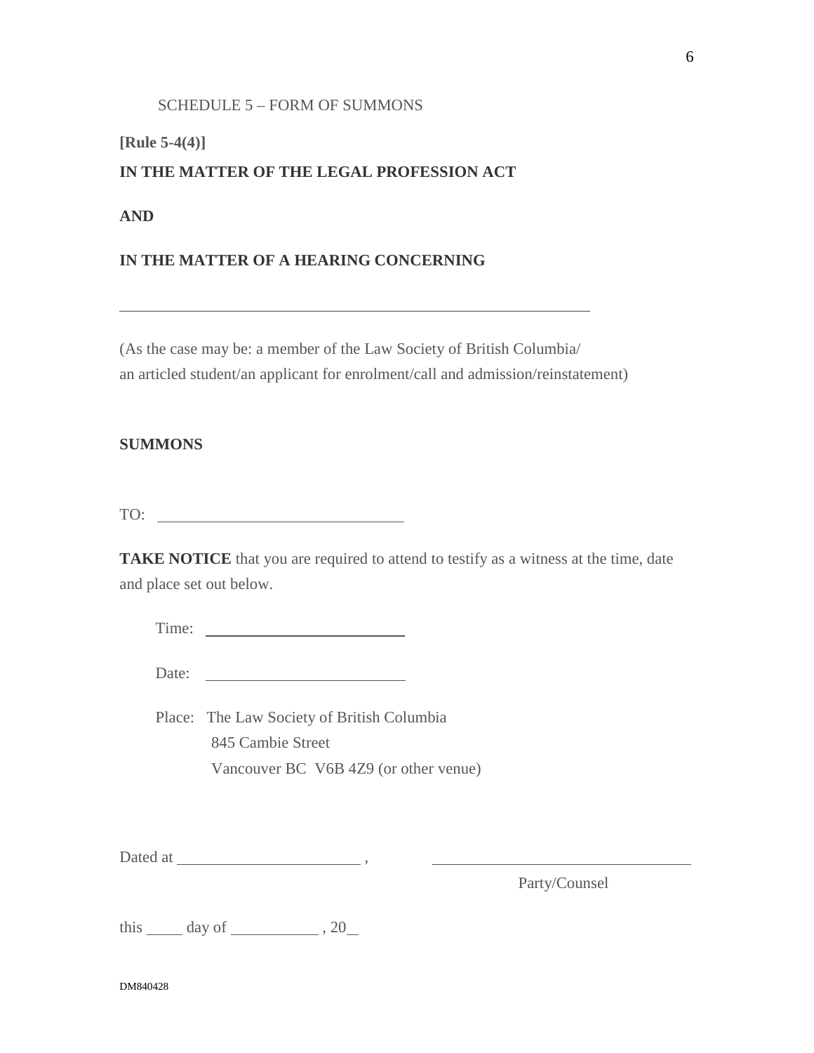SCHEDULE 5 – FORM OF SUMMONS

**[Rule 5-4(4)]**

**IN THE MATTER OF THE LEGAL PROFESSION ACT**

**AND**

**IN THE MATTER OF A HEARING CONCERNING**

\_\_\_\_\_\_\_\_\_\_\_\_\_\_\_\_\_\_\_\_\_\_\_\_\_\_\_\_\_\_\_\_\_\_\_\_\_\_\_\_\_\_\_\_\_\_\_\_\_\_\_\_\_\_\_\_\_\_\_\_

(As the case may be: a member of the Law Society of British Columbia/
an articled student/an applicant for enrolment/call and admission/reinstatement)

**SUMMONS**

TO: \_\_\_\_\_\_\_\_\_\_\_\_\_\_\_\_\_\_\_\_\_\_\_\_\_\_\_\_\_\_\_\_

**TAKE NOTICE** that you are required to attend to testify as a witness at the time, date and place set out below.

Time: \_\_\_\_\_\_\_\_\_\_\_\_\_\_\_\_\_\_\_\_\_\_\_\_\_

Date: \_\_\_\_\_\_\_\_\_\_\_\_\_\_\_\_\_\_\_\_\_\_\_\_\_

Place: The Law Society of British Columbia
845 Cambie Street
Vancouver BC V6B 4Z9 (or other venue)

Dated at \_\_\_\_\_\_\_\_\_\_\_\_\_\_\_\_\_\_\_\_\_\_\_ , \_\_\_\_\_\_\_\_\_\_\_\_\_\_\_\_\_\_\_\_\_\_\_\_\_\_\_\_\_\_\_\_\_\_

Party/Counsel

this \_\_\_\_ day of \_\_\_\_\_\_\_\_\_\_\_ , 20\_\_

DM840428